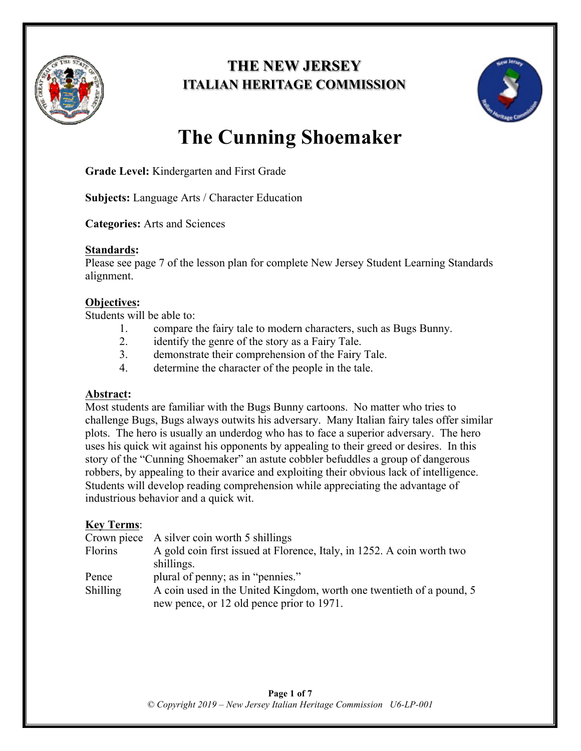# THE NEW JERSEY
## ITALIAN HERITAGE COMMISSION

# The Cunning Shoemaker

**Grade Level:** Kindergarten and First Grade

**Subjects:** Language Arts / Character Education

**Categories:** Arts and Sciences

**Standards:**
Please see page 7 of the lesson plan for complete New Jersey Student Learning Standards alignment.

**Objectives:**
Students will be able to:

1. compare the fairy tale to modern characters, such as Bugs Bunny.
2. identify the genre of the story as a Fairy Tale.
3. demonstrate their comprehension of the Fairy Tale.
4. determine the character of the people in the tale.

**Abstract:**
Most students are familiar with the Bugs Bunny cartoons. No matter who tries to challenge Bugs, Bugs always outwits his adversary. Many Italian fairy tales offer similar plots. The hero is usually an underdog who has to face a superior adversary. The hero uses his quick wit against his opponents by appealing to their greed or desires. In this story of the "Cunning Shoemaker" an astute cobbler befuddles a group of dangerous robbers, by appealing to their avarice and exploiting their obvious lack of intelligence. Students will develop reading comprehension while appreciating the advantage of industrious behavior and a quick wit.

**Key Terms:**

| Term | Definition |
|---|---|
| Crown piece | A silver coin worth 5 shillings |
| Florins | A gold coin first issued at Florence, Italy, in 1252. A coin worth two shillings. |
| Pence | plural of penny; as in "pennies." |
| Shilling | A coin used in the United Kingdom, worth one twentieth of a pound, 5 new pence, or 12 old pence prior to 1971. |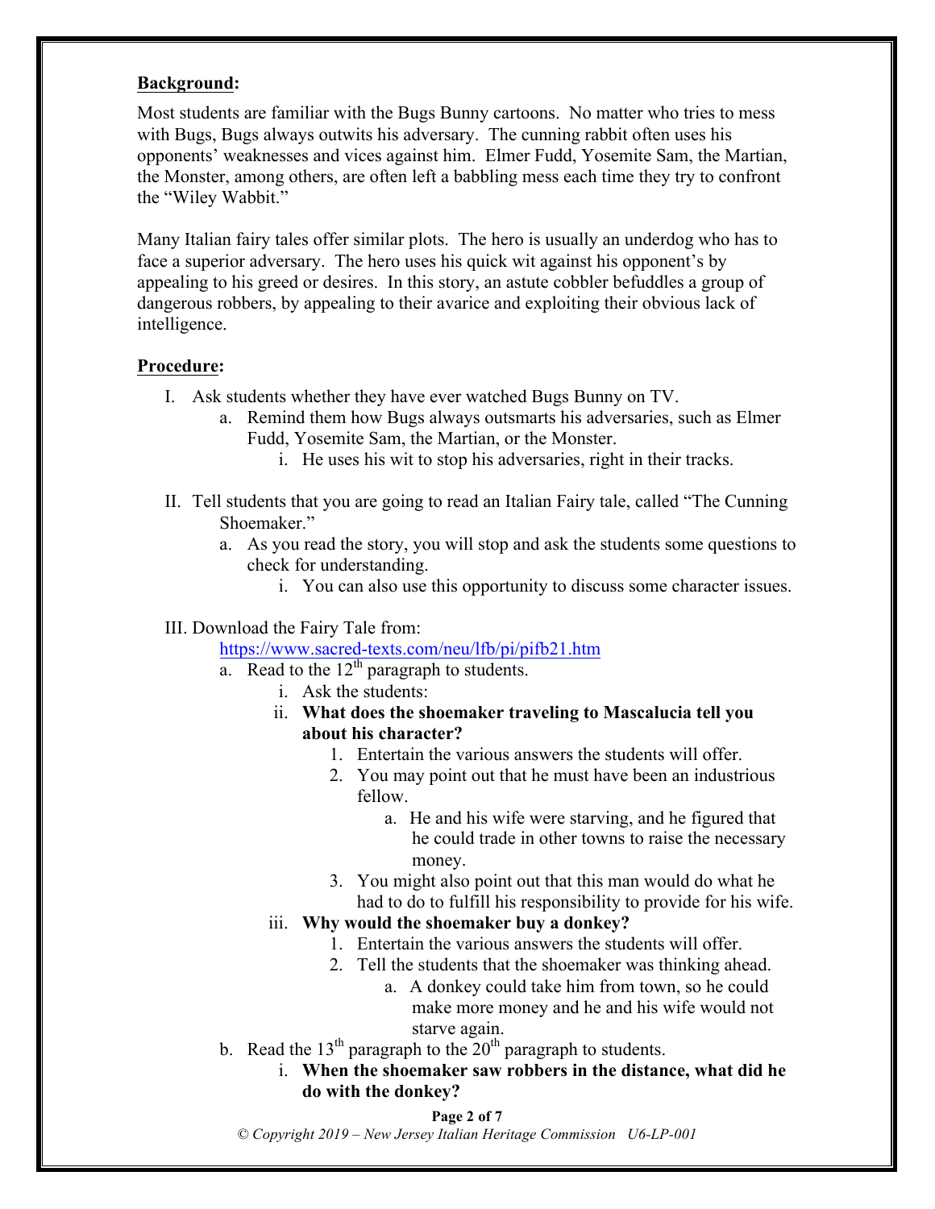**Background:**

Most students are familiar with the Bugs Bunny cartoons. No matter who tries to mess with Bugs, Bugs always outwits his adversary. The cunning rabbit often uses his opponents' weaknesses and vices against him. Elmer Fudd, Yosemite Sam, the Martian, the Monster, among others, are often left a babbling mess each time they try to confront the "Wiley Wabbit."

Many Italian fairy tales offer similar plots. The hero is usually an underdog who has to face a superior adversary. The hero uses his quick wit against his opponent's by appealing to his greed or desires. In this story, an astute cobbler befuddles a group of dangerous robbers, by appealing to their avarice and exploiting their obvious lack of intelligence.

**Procedure:**

I. Ask students whether they have ever watched Bugs Bunny on TV.
   a. Remind them how Bugs always outsmarts his adversaries, such as Elmer Fudd, Yosemite Sam, the Martian, or the Monster.
      i. He uses his wit to stop his adversaries, right in their tracks.

II. Tell students that you are going to read an Italian Fairy tale, called "The Cunning Shoemaker."
   a. As you read the story, you will stop and ask the students some questions to check for understanding.
      i. You can also use this opportunity to discuss some character issues.

III. Download the Fairy Tale from:
   https://www.sacred-texts.com/neu/lfb/pi/pifb21.htm
   a. Read to the 12th paragraph to students.
      i. Ask the students:
      ii. **What does the shoemaker traveling to Mascalucia tell you about his character?**
         1. Entertain the various answers the students will offer.
         2. You may point out that he must have been an industrious fellow.
            a. He and his wife were starving, and he figured that he could trade in other towns to raise the necessary money.
         3. You might also point out that this man would do what he had to do to fulfill his responsibility to provide for his wife.
      iii. **Why would the shoemaker buy a donkey?**
         1. Entertain the various answers the students will offer.
         2. Tell the students that the shoemaker was thinking ahead.
            a. A donkey could take him from town, so he could make more money and he and his wife would not starve again.
   b. Read the 13th paragraph to the 20th paragraph to students.
      i. **When the shoemaker saw robbers in the distance, what did he do with the donkey?**

© Copyright 2019 – New Jersey Italian Heritage Commission U6-LP-001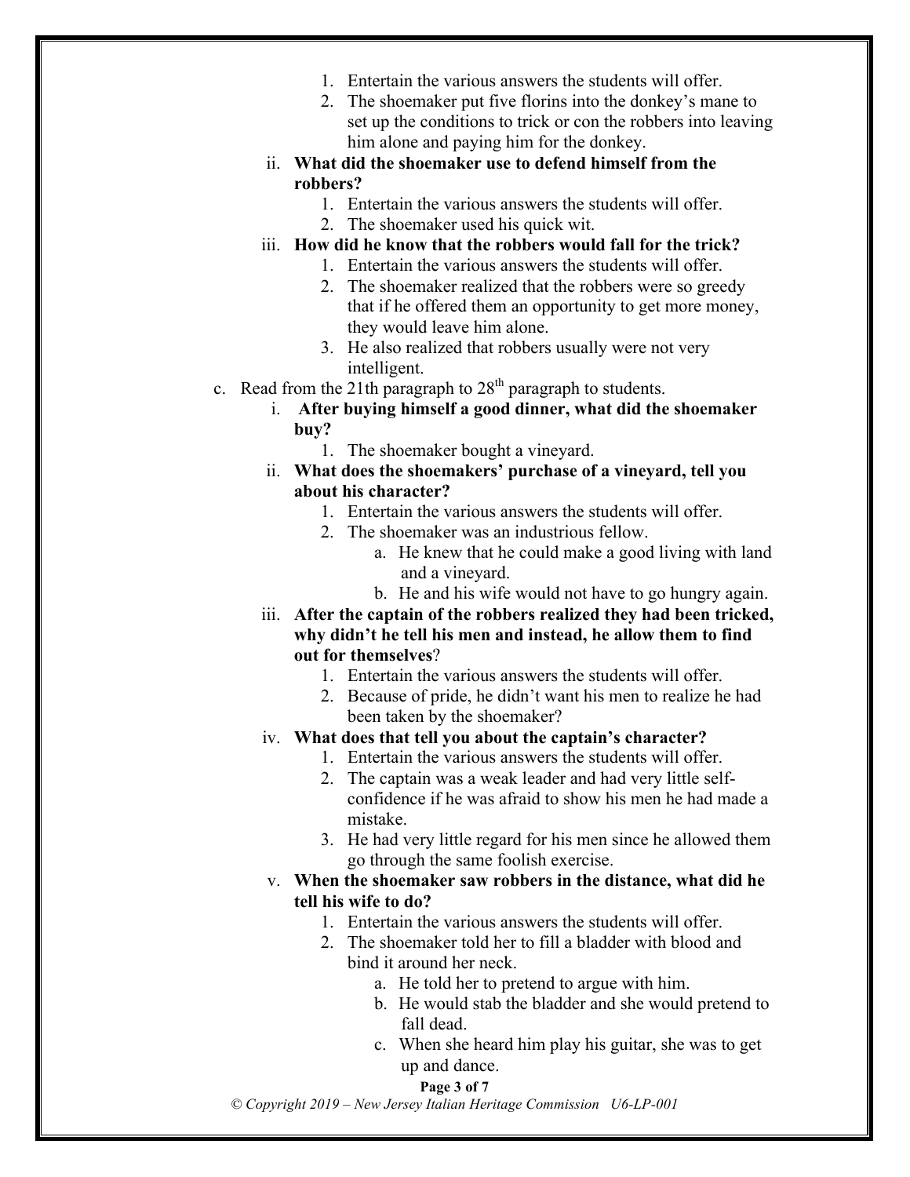1. Entertain the various answers the students will offer.
2. The shoemaker put five florins into the donkey's mane to set up the conditions to trick or con the robbers into leaving him alone and paying him for the donkey.

ii. **What did the shoemaker use to defend himself from the robbers?**

1. Entertain the various answers the students will offer.
2. The shoemaker used his quick wit.

iii. **How did he know that the robbers would fall for the trick?**

1. Entertain the various answers the students will offer.
2. The shoemaker realized that the robbers were so greedy that if he offered them an opportunity to get more money, they would leave him alone.
3. He also realized that robbers usually were not very intelligent.

c. Read from the 21th paragraph to 28th paragraph to students.

i. **After buying himself a good dinner, what did the shoemaker buy?**

1. The shoemaker bought a vineyard.

ii. **What does the shoemakers' purchase of a vineyard, tell you about his character?**

1. Entertain the various answers the students will offer.
2. The shoemaker was an industrious fellow.
   a. He knew that he could make a good living with land and a vineyard.
   b. He and his wife would not have to go hungry again.

iii. **After the captain of the robbers realized they had been tricked, why didn't he tell his men and instead, he allow them to find out for themselves**?

1. Entertain the various answers the students will offer.
2. Because of pride, he didn't want his men to realize he had been taken by the shoemaker?

iv. **What does that tell you about the captain's character?**

1. Entertain the various answers the students will offer.
2. The captain was a weak leader and had very little self-confidence if he was afraid to show his men he had made a mistake.
3. He had very little regard for his men since he allowed them go through the same foolish exercise.

v. **When the shoemaker saw robbers in the distance, what did he tell his wife to do?**

1. Entertain the various answers the students will offer.
2. The shoemaker told her to fill a bladder with blood and bind it around her neck.
   a. He told her to pretend to argue with him.
   b. He would stab the bladder and she would pretend to fall dead.
   c. When she heard him play his guitar, she was to get up and dance.

*© Copyright 2019 – New Jersey Italian Heritage Commission U6-LP-001*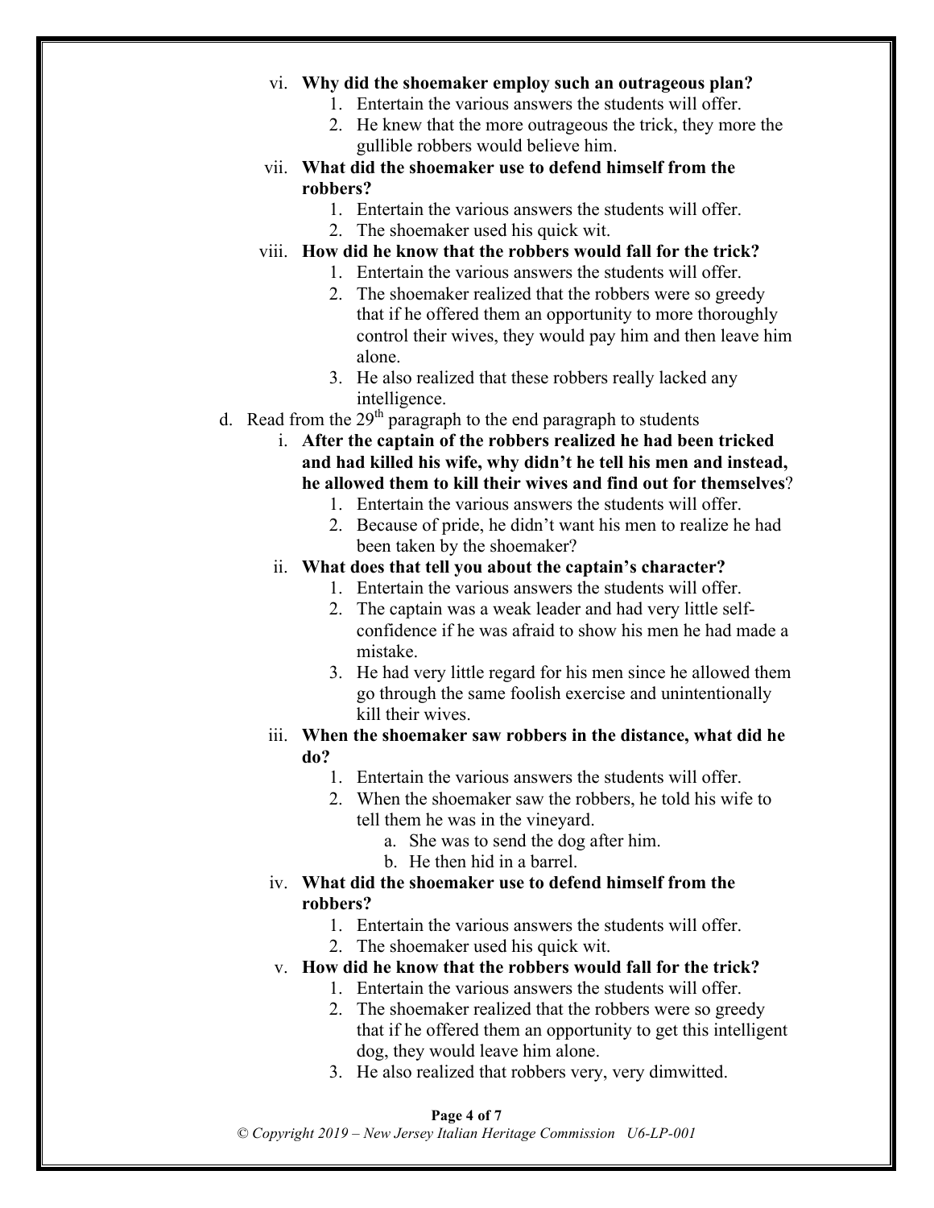vi. **Why did the shoemaker employ such an outrageous plan?**
   1. Entertain the various answers the students will offer.
   2. He knew that the more outrageous the trick, they more the gullible robbers would believe him.

vii. **What did the shoemaker use to defend himself from the robbers?**
   1. Entertain the various answers the students will offer.
   2. The shoemaker used his quick wit.

viii. **How did he know that the robbers would fall for the trick?**
   1. Entertain the various answers the students will offer.
   2. The shoemaker realized that the robbers were so greedy that if he offered them an opportunity to more thoroughly control their wives, they would pay him and then leave him alone.
   3. He also realized that these robbers really lacked any intelligence.

d. Read from the 29th paragraph to the end paragraph to students

i. **After the captain of the robbers realized he had been tricked and had killed his wife, why didn't he tell his men and instead, he allowed them to kill their wives and find out for themselves**?
   1. Entertain the various answers the students will offer.
   2. Because of pride, he didn't want his men to realize he had been taken by the shoemaker?

ii. **What does that tell you about the captain's character?**
   1. Entertain the various answers the students will offer.
   2. The captain was a weak leader and had very little self-confidence if he was afraid to show his men he had made a mistake.
   3. He had very little regard for his men since he allowed them go through the same foolish exercise and unintentionally kill their wives.

iii. **When the shoemaker saw robbers in the distance, what did he do?**
   1. Entertain the various answers the students will offer.
   2. When the shoemaker saw the robbers, he told his wife to tell them he was in the vineyard.
      a. She was to send the dog after him.
      b. He then hid in a barrel.

iv. **What did the shoemaker use to defend himself from the robbers?**
   1. Entertain the various answers the students will offer.
   2. The shoemaker used his quick wit.

v. **How did he know that the robbers would fall for the trick?**
   1. Entertain the various answers the students will offer.
   2. The shoemaker realized that the robbers were so greedy that if he offered them an opportunity to get this intelligent dog, they would leave him alone.
   3. He also realized that robbers very, very dimwitted.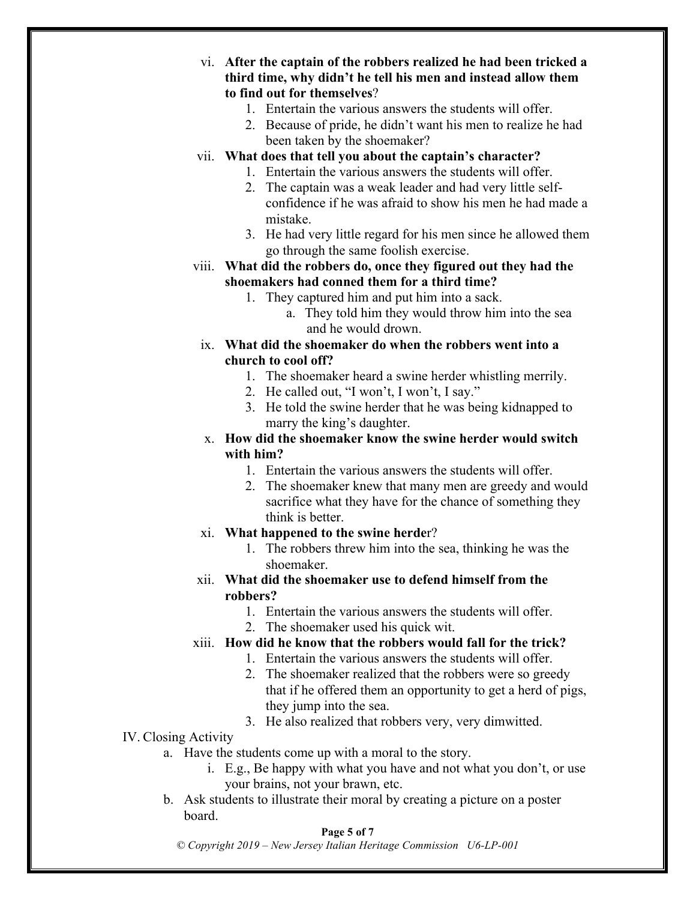vi. **After the captain of the robbers realized he had been tricked a third time, why didn't he tell his men and instead allow them to find out for themselves**?
   1. Entertain the various answers the students will offer.
   2. Because of pride, he didn't want his men to realize he had been taken by the shoemaker?

vii. **What does that tell you about the captain's character?**
   1. Entertain the various answers the students will offer.
   2. The captain was a weak leader and had very little self-confidence if he was afraid to show his men he had made a mistake.
   3. He had very little regard for his men since he allowed them go through the same foolish exercise.

viii. **What did the robbers do, once they figured out they had the shoemakers had conned them for a third time?**
   1. They captured him and put him into a sack.
      a. They told him they would throw him into the sea and he would drown.

ix. **What did the shoemaker do when the robbers went into a church to cool off?**
   1. The shoemaker heard a swine herder whistling merrily.
   2. He called out, "I won't, I won't, I say."
   3. He told the swine herder that he was being kidnapped to marry the king's daughter.

x. **How did the shoemaker know the swine herder would switch with him?**
   1. Entertain the various answers the students will offer.
   2. The shoemaker knew that many men are greedy and would sacrifice what they have for the chance of something they think is better.

xi. **What happened to the swine herde**r?
   1. The robbers threw him into the sea, thinking he was the shoemaker.

xii. **What did the shoemaker use to defend himself from the robbers?**
   1. Entertain the various answers the students will offer.
   2. The shoemaker used his quick wit.

xiii. **How did he know that the robbers would fall for the trick?**
   1. Entertain the various answers the students will offer.
   2. The shoemaker realized that the robbers were so greedy that if he offered them an opportunity to get a herd of pigs, they jump into the sea.
   3. He also realized that robbers very, very dimwitted.

IV. Closing Activity
   a. Have the students come up with a moral to the story.
      i. E.g., Be happy with what you have and not what you don't, or use your brains, not your brawn, etc.
   b. Ask students to illustrate their moral by creating a picture on a poster board.

*© Copyright 2019 – New Jersey Italian Heritage Commission U6-LP-001*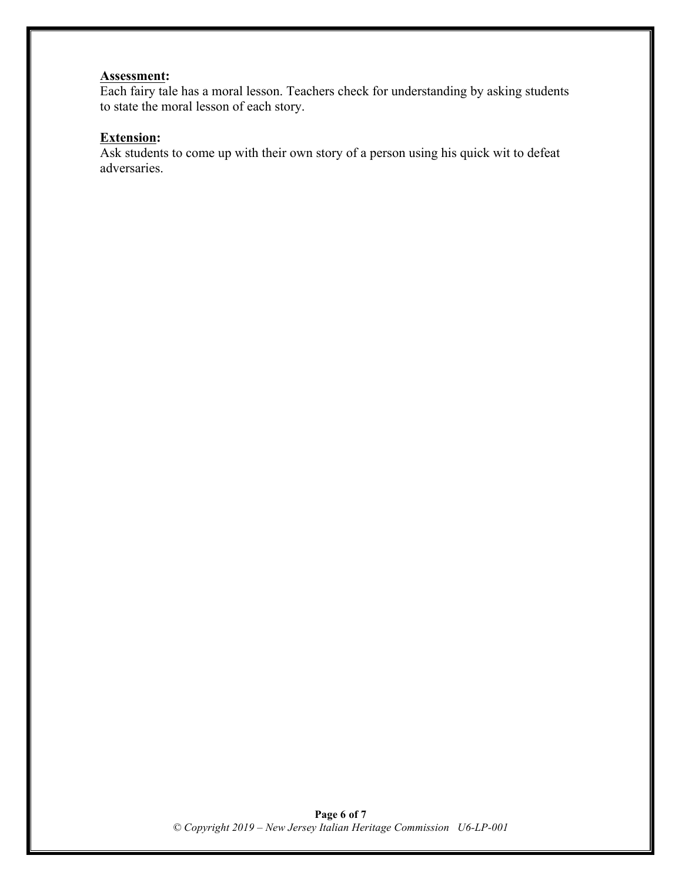**Assessment:**
Each fairy tale has a moral lesson. Teachers check for understanding by asking students to state the moral lesson of each story.

**Extension:**
Ask students to come up with their own story of a person using his quick wit to defeat adversaries.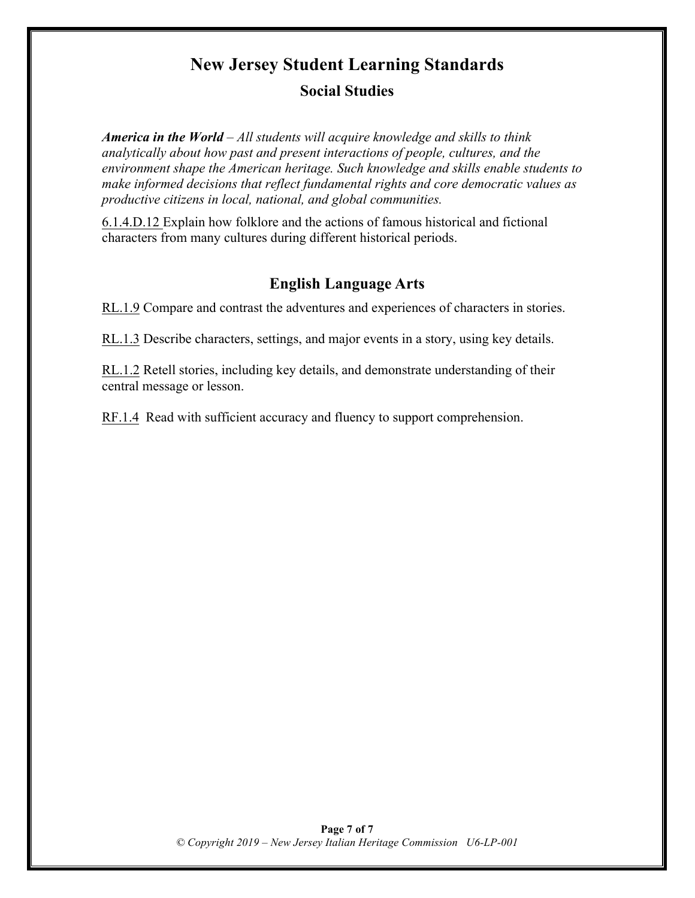# New Jersey Student Learning Standards

## Social Studies

***America in the World*** *– All students will acquire knowledge and skills to think analytically about how past and present interactions of people, cultures, and the environment shape the American heritage. Such knowledge and skills enable students to make informed decisions that reflect fundamental rights and core democratic values as productive citizens in local, national, and global communities.*

6.1.4.D.12 Explain how folklore and the actions of famous historical and fictional characters from many cultures during different historical periods.

## English Language Arts

RL.1.9 Compare and contrast the adventures and experiences of characters in stories.

RL.1.3 Describe characters, settings, and major events in a story, using key details.

RL.1.2 Retell stories, including key details, and demonstrate understanding of their central message or lesson.

RF.1.4 Read with sufficient accuracy and fluency to support comprehension.